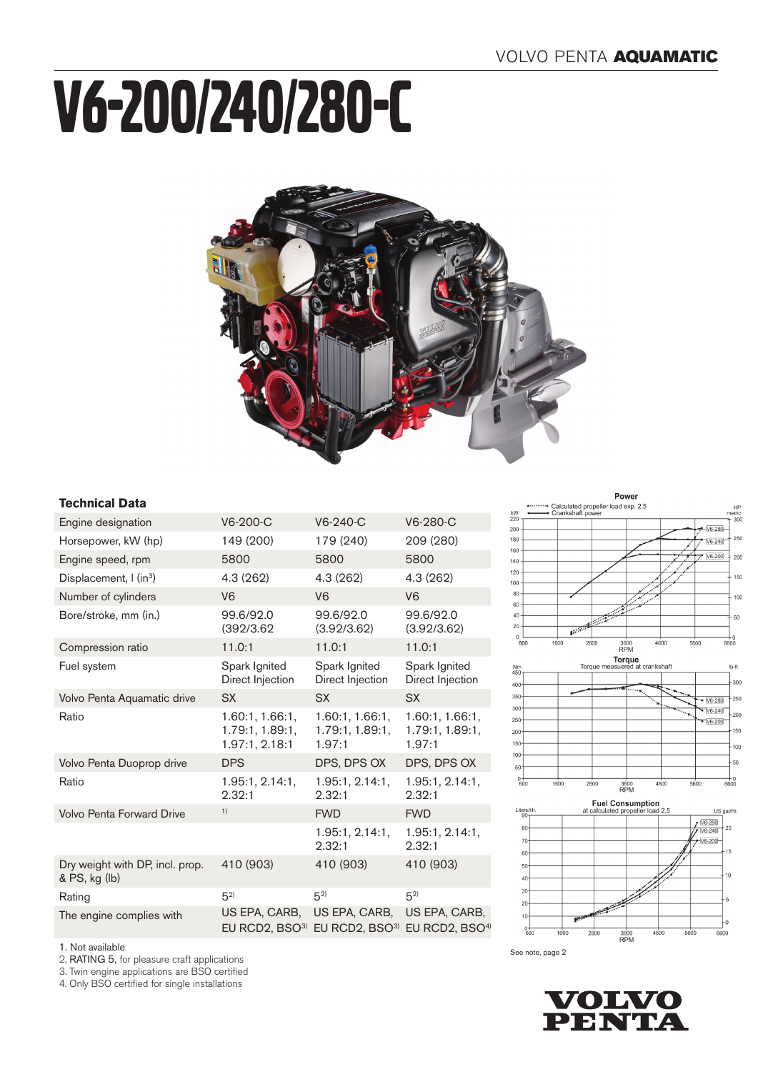# V6-200/240/280-C

## Technical Data

| Engine designation | V6-200-C | V6-240-C | V6-280-C |
|---|---|---|---|
| Horsepower, kW (hp) | 149 (200) | 179 (240) | 209 (280) |
| Engine speed, rpm | 5800 | 5800 | 5800 |
| Displacement, l (in³) | 4.3 (262) | 4.3 (262) | 4.3 (262) |
| Number of cylinders | V6 | V6 | V6 |
| Bore/stroke, mm (in.) | 99.6/92.0 (392/3.62 | 99.6/92.0 (3.92/3.62) | 99.6/92.0 (3.92/3.62) |
| Compression ratio | 11.0:1 | 11.0:1 | 11.0:1 |
| Fuel system | Spark Ignited Direct Injection | Spark Ignited Direct Injection | Spark Ignited Direct Injection |
| Volvo Penta Aquamatic drive | SX | SX | SX |
| Ratio | 1.60:1, 1.66:1, 1.79:1, 1.89:1, 1.97:1, 2.18:1 | 1.60:1, 1.66:1, 1.79:1, 1.89:1, 1.97:1 | 1.60:1, 1.66:1, 1.79:1, 1.89:1, 1.97:1 |
| Volvo Penta Duoprop drive | DPS | DPS, DPS OX | DPS, DPS OX |
| Ratio | 1.95:1, 2.14:1, 2.32:1 | 1.95:1, 2.14:1, 2.32:1 | 1.95:1, 2.14:1, 2.32:1 |
| Volvo Penta Forward Drive | [1] | FWD | FWD |
| | | 1.95:1, 2.14:1, 2.32:1 | 1.95:1, 2.14:1, 2.32:1 |
| Dry weight with DP, incl. prop. & PS, kg (lb) | 410 (903) | 410 (903) | 410 (903) |
| Rating | 5[2] | 5[2] | 5[2] |
| The engine complies with | US EPA, CARB, EU RCD2, BSO[3] | US EPA, CARB, EU RCD2, BSO[3] | US EPA, CARB, EU RCD2, BSO[4] |

1. Not available
2. RATING 5, for pleasure craft applications
3. Twin engine applications are BSO certified
4. Only BSO certified for single installations

**Power**
Calculated propeller load exp. 2.5
Crankshaft power

**Torque**
Torque measuered at crankshaft

**Fuel Consumption**
at calculated propeller load 2.5

See note, page 2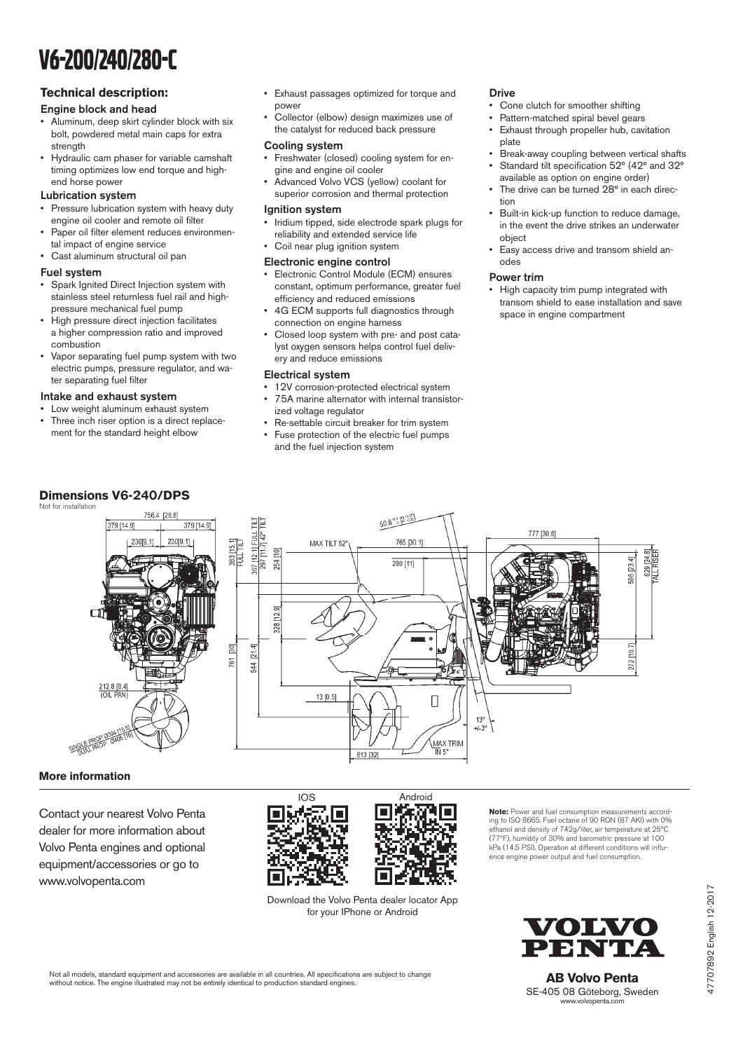# V6-200/240/280-C

## Technical description:

### Engine block and head

- Aluminum, deep skirt cylinder block with six bolt, powdered metal main caps for extra strength
- Hydraulic cam phaser for variable camshaft timing optimizes low end torque and high-end horse power

### Lubrication system

- Pressure lubrication system with heavy duty engine oil cooler and remote oil filter
- Paper oil filter element reduces environmental impact of engine service
- Cast aluminum structural oil pan

### Fuel system

- Spark Ignited Direct Injection system with stainless steel returnless fuel rail and high-pressure mechanical fuel pump
- High pressure direct injection facilitates a higher compression ratio and improved combustion
- Vapor separating fuel pump system with two electric pumps, pressure regulator, and water separating fuel filter

### Intake and exhaust system

- Low weight aluminum exhaust system
- Three inch riser option is a direct replacement for the standard height elbow
- Exhaust passages optimized for torque and power
- Collector (elbow) design maximizes use of the catalyst for reduced back pressure

### Cooling system

- Freshwater (closed) cooling system for engine and engine oil cooler
- Advanced Volvo VCS (yellow) coolant for superior corrosion and thermal protection

### Ignition system

- Iridium tipped, side electrode spark plugs for reliability and extended service life
- Coil near plug ignition system

### Electronic engine control

- Electronic Control Module (ECM) ensures constant, optimum performance, greater fuel efficiency and reduced emissions
- 4G ECM supports full diagnostics through connection on engine harness
- Closed loop system with pre- and post catalyst oxygen sensors helps control fuel delivery and reduce emissions

### Electrical system

- 12V corrosion-protected electrical system
- 75A marine alternator with internal transistorized voltage regulator
- Re-settable circuit breaker for trim system
- Fuse protection of the electric fuel pumps and the fuel injection system

### Drive

- Cone clutch for smoother shifting
- Pattern-matched spiral bevel gears
- Exhaust through propeller hub, cavitation plate
- Break-away coupling between vertical shafts
- Standard tilt specification 52° (42° and 32° available as option on engine order)
- The drive can be turned 28° in each direction
- Built-in kick-up function to reduce damage, in the event the drive strikes an underwater object
- Easy access drive and transom shield anodes

### Power trim

- High capacity trim pump integrated with transom shield to ease installation and save space in engine compartment

## Dimensions V6-240/DPS

Not for installation

756.4 [29.8]
379 [14.9]
379 [14.9]
230[9.1]
230[9.1]
383 [15.1] FULL TILT
307 [12.1] FULL TILT 42° TILT
297 [11.7]
254 [10]
328 [12.9]
761 [30]
544 [21.4]
212.8 [8.4] (OIL PAN)
SINGLE PROP Ø394 [15.5]
DUAL PROP Ø406 [16]
50.8
MAX TILT 52°
765 [30.1]
280 [11]
13 [0.5]
813 [32]
13° +/-3°
MAX TRIM IN 5°
777 [30.6]
596 [23.4]
629 [24.8] TALL RISER
272 [10.7]

## More information

Contact your nearest Volvo Penta dealer for more information about Volvo Penta engines and optional equipment/accessories or go to www.volvopenta.com

IOS    Android

Download the Volvo Penta dealer locator App for your IPhone or Android

**Note:** Power and fuel consumption measurements according to ISO 8665. Fuel octane of 90 RON (87 AKI) with 0% ethanol and density of 742g/liter, air temperature at 25°C (77°F), humidity of 30% and barometric pressure at 100 kPa (14.5 PSI). Operation at different conditions will influence engine power output and fuel consumption.

Not all models, standard equipment and accessories are available in all countries. All specifications are subject to change without notice. The engine illustrated may not be entirely identical to production standard engines.

VOLVO PENTA

**AB Volvo Penta**
SE-405 08 Göteborg, Sweden
www.volvopenta.com

47707892 English 12-2017